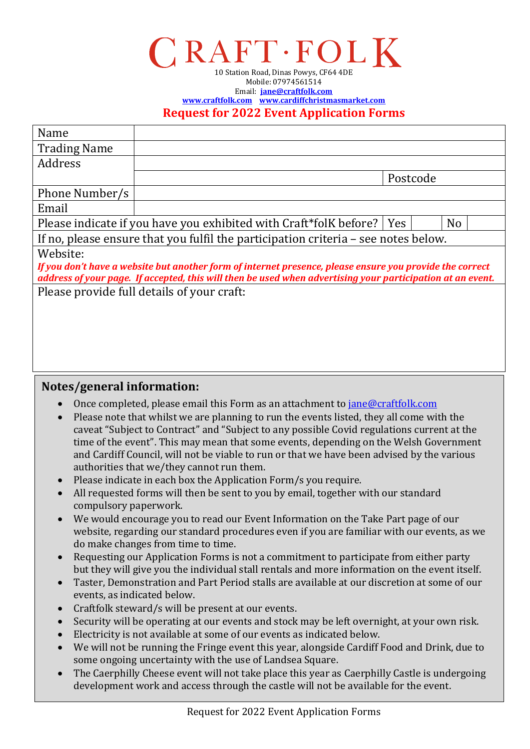# CRAFT·FOLK

10 Station Road, Dinas Powys, CF64 4DE
Mobile: 07974561514
Email: **jane@craftfolk.com**
**www.craftfolk.com** **www.cardiffchristmasmarket.com**

## Request for 2022 Event Application Forms

| Name | | | | | |
|---|---|---|---|---|---|
| Trading Name | | | | | |
| Address | | | | | |
| | | Postcode | | | |
| Phone Number/s | | | | | |
| Email | | | | | |
| Please indicate if you have you exhibited with Craft*folK before? | | Yes | | No | |
| If no, please ensure that you fulfil the participation criteria – see notes below. | | | | | |
| Website: *If you don't have a website but another form of internet presence, please ensure you provide the correct address of your page. If accepted, this will then be used when advertising your participation at an event.* | | | | | |
| Please provide full details of your craft: | | | | | |

### Notes/general information:

- Once completed, please email this Form as an attachment to jane@craftfolk.com
- Please note that whilst we are planning to run the events listed, they all come with the caveat "Subject to Contract" and "Subject to any possible Covid regulations current at the time of the event". This may mean that some events, depending on the Welsh Government and Cardiff Council, will not be viable to run or that we have been advised by the various authorities that we/they cannot run them.
- Please indicate in each box the Application Form/s you require.
- All requested forms will then be sent to you by email, together with our standard compulsory paperwork.
- We would encourage you to read our Event Information on the Take Part page of our website, regarding our standard procedures even if you are familiar with our events, as we do make changes from time to time.
- Requesting our Application Forms is not a commitment to participate from either party but they will give you the individual stall rentals and more information on the event itself.
- Taster, Demonstration and Part Period stalls are available at our discretion at some of our events, as indicated below.
- Craftfolk steward/s will be present at our events.
- Security will be operating at our events and stock may be left overnight, at your own risk.
- Electricity is not available at some of our events as indicated below.
- We will not be running the Fringe event this year, alongside Cardiff Food and Drink, due to some ongoing uncertainty with the use of Landsea Square.
- The Caerphilly Cheese event will not take place this year as Caerphilly Castle is undergoing development work and access through the castle will not be available for the event.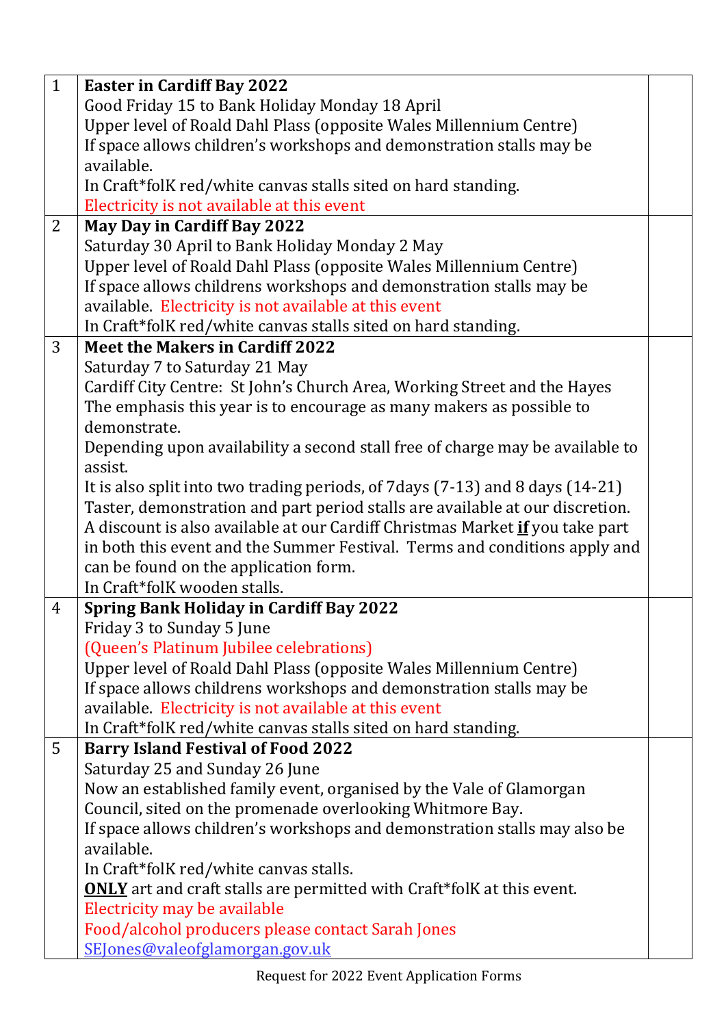| | | |
|---|---|---|
| 1 | **Easter in Cardiff Bay 2022**<br>Good Friday 15 to Bank Holiday Monday 18 April<br>Upper level of Roald Dahl Plass (opposite Wales Millennium Centre)<br>If space allows children's workshops and demonstration stalls may be available.<br>In Craft*folK red/white canvas stalls sited on hard standing.<br>Electricity is not available at this event | |
| 2 | **May Day in Cardiff Bay 2022**<br>Saturday 30 April to Bank Holiday Monday 2 May<br>Upper level of Roald Dahl Plass (opposite Wales Millennium Centre)<br>If space allows childrens workshops and demonstration stalls may be available. Electricity is not available at this event<br>In Craft*folK red/white canvas stalls sited on hard standing. | |
| 3 | **Meet the Makers in Cardiff 2022**<br>Saturday 7 to Saturday 21 May<br>Cardiff City Centre: St John's Church Area, Working Street and the Hayes<br>The emphasis this year is to encourage as many makers as possible to demonstrate.<br>Depending upon availability a second stall free of charge may be available to assist.<br>It is also split into two trading periods, of 7days (7-13) and 8 days (14-21)<br>Taster, demonstration and part period stalls are available at our discretion.<br>A discount is also available at our Cardiff Christmas Market **<u>if</u>** you take part in both this event and the Summer Festival. Terms and conditions apply and can be found on the application form.<br>In Craft*folK wooden stalls. | |
| 4 | **Spring Bank Holiday in Cardiff Bay 2022**<br>Friday 3 to Sunday 5 June<br>(Queen's Platinum Jubilee celebrations)<br>Upper level of Roald Dahl Plass (opposite Wales Millennium Centre)<br>If space allows childrens workshops and demonstration stalls may be available. Electricity is not available at this event<br>In Craft*folK red/white canvas stalls sited on hard standing. | |
| 5 | **Barry Island Festival of Food 2022**<br>Saturday 25 and Sunday 26 June<br>Now an established family event, organised by the Vale of Glamorgan Council, sited on the promenade overlooking Whitmore Bay.<br>If space allows children's workshops and demonstration stalls may also be available.<br>In Craft*folK red/white canvas stalls.<br>**<u>ONLY</u>** art and craft stalls are permitted with Craft*folK at this event.<br>Electricity may be available<br>Food/alcohol producers please contact Sarah Jones<br>SEJones@valeofglamorgan.gov.uk | |

Request for 2022 Event Application Forms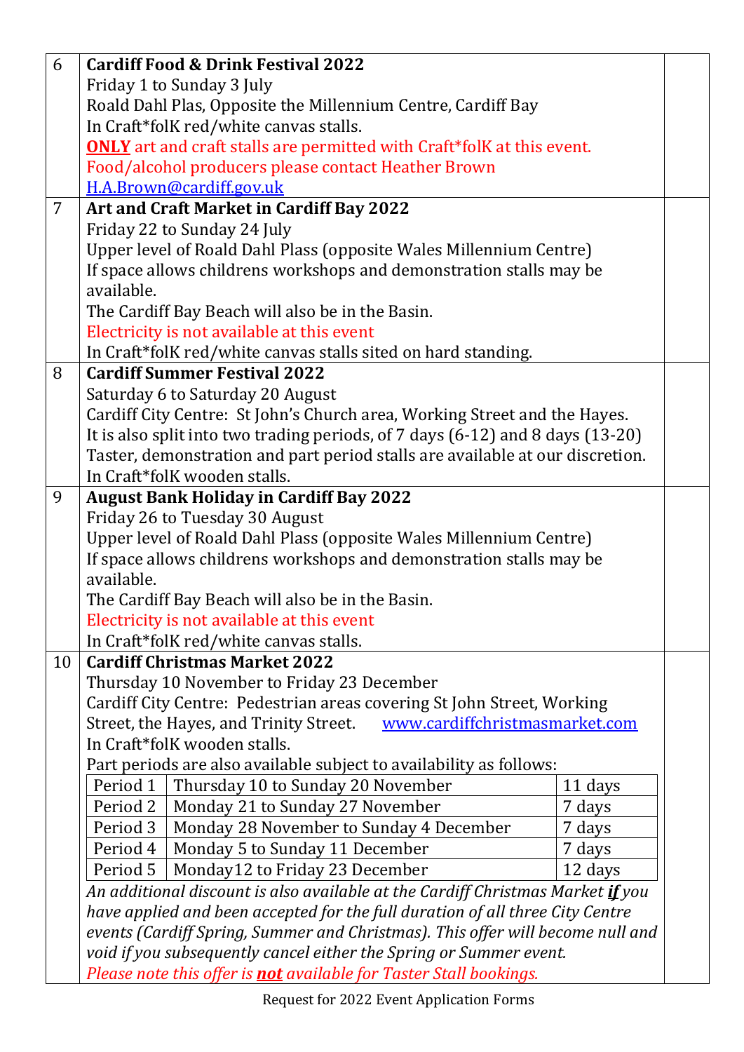| | | |
|---|---|---|
| 6 | **Cardiff Food & Drink Festival 2022**<br>Friday 1 to Sunday 3 July<br>Roald Dahl Plas, Opposite the Millennium Centre, Cardiff Bay<br>In Craft*folK red/white canvas stalls.<br>**<u>ONLY</u>** art and craft stalls are permitted with Craft*folK at this event.<br>Food/alcohol producers please contact Heather Brown<br>H.A.Brown@cardiff.gov.uk | |
| 7 | **Art and Craft Market in Cardiff Bay 2022**<br>Friday 22 to Sunday 24 July<br>Upper level of Roald Dahl Plass (opposite Wales Millennium Centre)<br>If space allows childrens workshops and demonstration stalls may be available.<br>The Cardiff Bay Beach will also be in the Basin.<br>Electricity is not available at this event<br>In Craft*folK red/white canvas stalls sited on hard standing. | |
| 8 | **Cardiff Summer Festival 2022**<br>Saturday 6 to Saturday 20 August<br>Cardiff City Centre: St John's Church area, Working Street and the Hayes.<br>It is also split into two trading periods, of 7 days (6-12) and 8 days (13-20)<br>Taster, demonstration and part period stalls are available at our discretion.<br>In Craft*folK wooden stalls. | |
| 9 | **August Bank Holiday in Cardiff Bay 2022**<br>Friday 26 to Tuesday 30 August<br>Upper level of Roald Dahl Plass (opposite Wales Millennium Centre)<br>If space allows childrens workshops and demonstration stalls may be available.<br>The Cardiff Bay Beach will also be in the Basin.<br>Electricity is not available at this event<br>In Craft*folK red/white canvas stalls. | |
| 10 | **Cardiff Christmas Market 2022**<br>Thursday 10 November to Friday 23 December<br>Cardiff City Centre: Pedestrian areas covering St John Street, Working Street, the Hayes, and Trinity Street. www.cardiffchristmasmarket.com<br>In Craft*folK wooden stalls.<br>Part periods are also available subject to availability as follows:<br>Period 1 – Thursday 10 to Sunday 20 November – 11 days<br>Period 2 – Monday 21 to Sunday 27 November – 7 days<br>Period 3 – Monday 28 November to Sunday 4 December – 7 days<br>Period 4 – Monday 5 to Sunday 11 December – 7 days<br>Period 5 – Monday12 to Friday 23 December – 12 days<br>*An additional discount is also available at the Cardiff Christmas Market **<u>if</u>** you have applied and been accepted for the full duration of all three City Centre events (Cardiff Spring, Summer and Christmas). This offer will become null and void if you subsequently cancel either the Spring or Summer event.*<br>*Please note this offer is **<u>not</u>** available for Taster Stall bookings.* | |

Request for 2022 Event Application Forms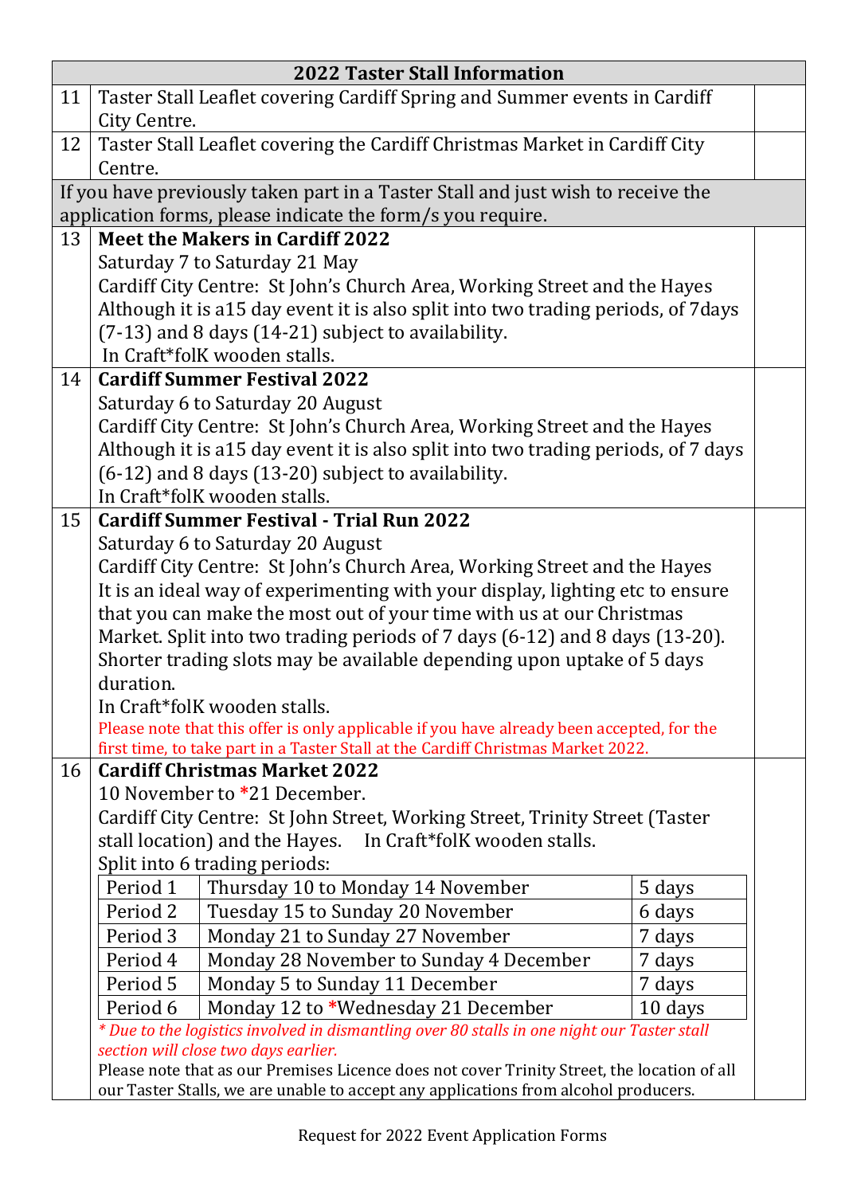| 2022 Taster Stall Information | | |
|---|---|---|
| 11 | Taster Stall Leaflet covering Cardiff Spring and Summer events in Cardiff City Centre. | |
| 12 | Taster Stall Leaflet covering the Cardiff Christmas Market in Cardiff City Centre. | |
| If you have previously taken part in a Taster Stall and just wish to receive the application forms, please indicate the form/s you require. | | |
| 13 | **Meet the Makers in Cardiff 2022**<br>Saturday 7 to Saturday 21 May<br>Cardiff City Centre: St John's Church Area, Working Street and the Hayes<br>Although it is a15 day event it is also split into two trading periods, of 7days (7-13) and 8 days (14-21) subject to availability.<br>In Craft*folK wooden stalls. | |
| 14 | **Cardiff Summer Festival 2022**<br>Saturday 6 to Saturday 20 August<br>Cardiff City Centre: St John's Church Area, Working Street and the Hayes<br>Although it is a15 day event it is also split into two trading periods, of 7 days (6-12) and 8 days (13-20) subject to availability.<br>In Craft*folK wooden stalls. | |
| 15 | **Cardiff Summer Festival - Trial Run 2022**<br>Saturday 6 to Saturday 20 August<br>Cardiff City Centre: St John's Church Area, Working Street and the Hayes<br>It is an ideal way of experimenting with your display, lighting etc to ensure that you can make the most out of your time with us at our Christmas Market. Split into two trading periods of 7 days (6-12) and 8 days (13-20). Shorter trading slots may be available depending upon uptake of 5 days duration.<br>In Craft*folK wooden stalls.<br>Please note that this offer is only applicable if you have already been accepted, for the first time, to take part in a Taster Stall at the Cardiff Christmas Market 2022. | |
| 16 | **Cardiff Christmas Market 2022**<br>10 November to *21 December.<br>Cardiff City Centre: St John Street, Working Street, Trinity Street (Taster stall location) and the Hayes. In Craft*folK wooden stalls.<br>Split into 6 trading periods:<br>Period 1 – Thursday 10 to Monday 14 November – 5 days<br>Period 2 – Tuesday 15 to Sunday 20 November – 6 days<br>Period 3 – Monday 21 to Sunday 27 November – 7 days<br>Period 4 – Monday 28 November to Sunday 4 December – 7 days<br>Period 5 – Monday 5 to Sunday 11 December – 7 days<br>Period 6 – Monday 12 to *Wednesday 21 December – 10 days<br>*\* Due to the logistics involved in dismantling over 80 stalls in one night our Taster stall section will close two days earlier.*<br>Please note that as our Premises Licence does not cover Trinity Street, the location of all our Taster Stalls, we are unable to accept any applications from alcohol producers. | |

Request for 2022 Event Application Forms